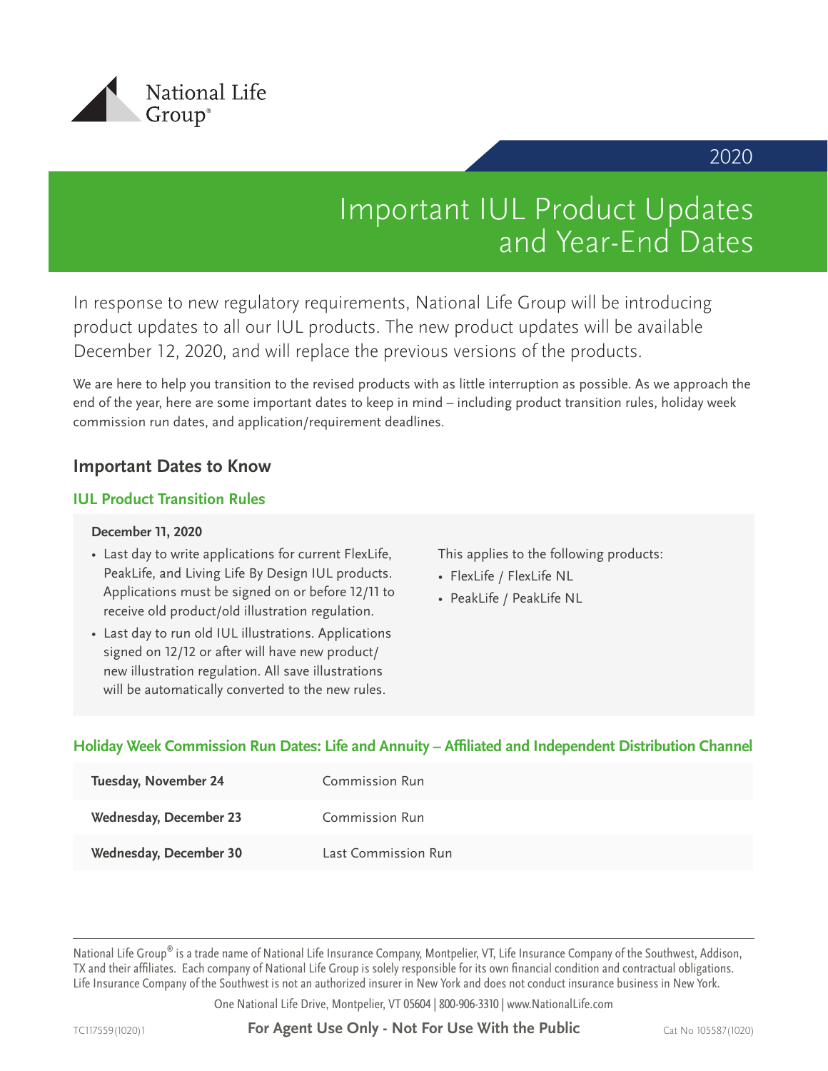National Life Group®

2020

# Important IUL Product Updates and Year-End Dates

In response to new regulatory requirements, National Life Group will be introducing product updates to all our IUL products. The new product updates will be available December 12, 2020, and will replace the previous versions of the products.

We are here to help you transition to the revised products with as little interruption as possible. As we approach the end of the year, here are some important dates to keep in mind – including product transition rules, holiday week commission run dates, and application/requirement deadlines.

## Important Dates to Know

### IUL Product Transition Rules

**December 11, 2020**

- Last day to write applications for current FlexLife, PeakLife, and Living Life By Design IUL products. Applications must be signed on or before 12/11 to receive old product/old illustration regulation.
- Last day to run old IUL illustrations. Applications signed on 12/12 or after will have new product/ new illustration regulation. All save illustrations will be automatically converted to the new rules.

This applies to the following products:

- FlexLife / FlexLife NL
- PeakLife / PeakLife NL

### Holiday Week Commission Run Dates: Life and Annuity – Affiliated and Independent Distribution Channel

| | |
|---|---|
| **Tuesday, November 24** | Commission Run |
| **Wednesday, December 23** | Commission Run |
| **Wednesday, December 30** | Last Commission Run |

National Life Group® is a trade name of National Life Insurance Company, Montpelier, VT, Life Insurance Company of the Southwest, Addison, TX and their affiliates. Each company of National Life Group is solely responsible for its own financial condition and contractual obligations. Life Insurance Company of the Southwest is not an authorized insurer in New York and does not conduct insurance business in New York.

One National Life Drive, Montpelier, VT 05604 | 800-906-3310 | www.NationalLife.com

TC117559(1020)1 **For Agent Use Only - Not For Use With the Public** Cat No 105587(1020)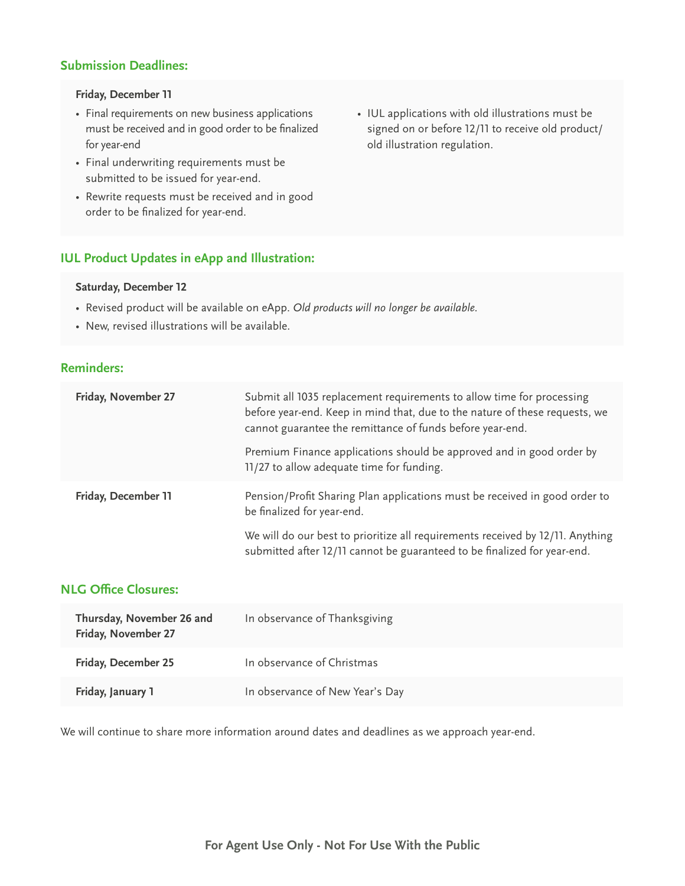## Submission Deadlines:

**Friday, December 11**

- Final requirements on new business applications must be received and in good order to be finalized for year-end
- Final underwriting requirements must be submitted to be issued for year-end.
- Rewrite requests must be received and in good order to be finalized for year-end.
- IUL applications with old illustrations must be signed on or before 12/11 to receive old product/ old illustration regulation.

## IUL Product Updates in eApp and Illustration:

**Saturday, December 12**

- Revised product will be available on eApp. *Old products will no longer be available.*
- New, revised illustrations will be available.

## Reminders:

| | |
|---|---|
| **Friday, November 27** | Submit all 1035 replacement requirements to allow time for processing before year-end. Keep in mind that, due to the nature of these requests, we cannot guarantee the remittance of funds before year-end.<br><br>Premium Finance applications should be approved and in good order by 11/27 to allow adequate time for funding. |
| **Friday, December 11** | Pension/Profit Sharing Plan applications must be received in good order to be finalized for year-end.<br><br>We will do our best to prioritize all requirements received by 12/11. Anything submitted after 12/11 cannot be guaranteed to be finalized for year-end. |

## NLG Office Closures:

| | |
|---|---|
| **Thursday, November 26 and Friday, November 27** | In observance of Thanksgiving |
| **Friday, December 25** | In observance of Christmas |
| **Friday, January 1** | In observance of New Year's Day |

We will continue to share more information around dates and deadlines as we approach year-end.

**For Agent Use Only - Not For Use With the Public**